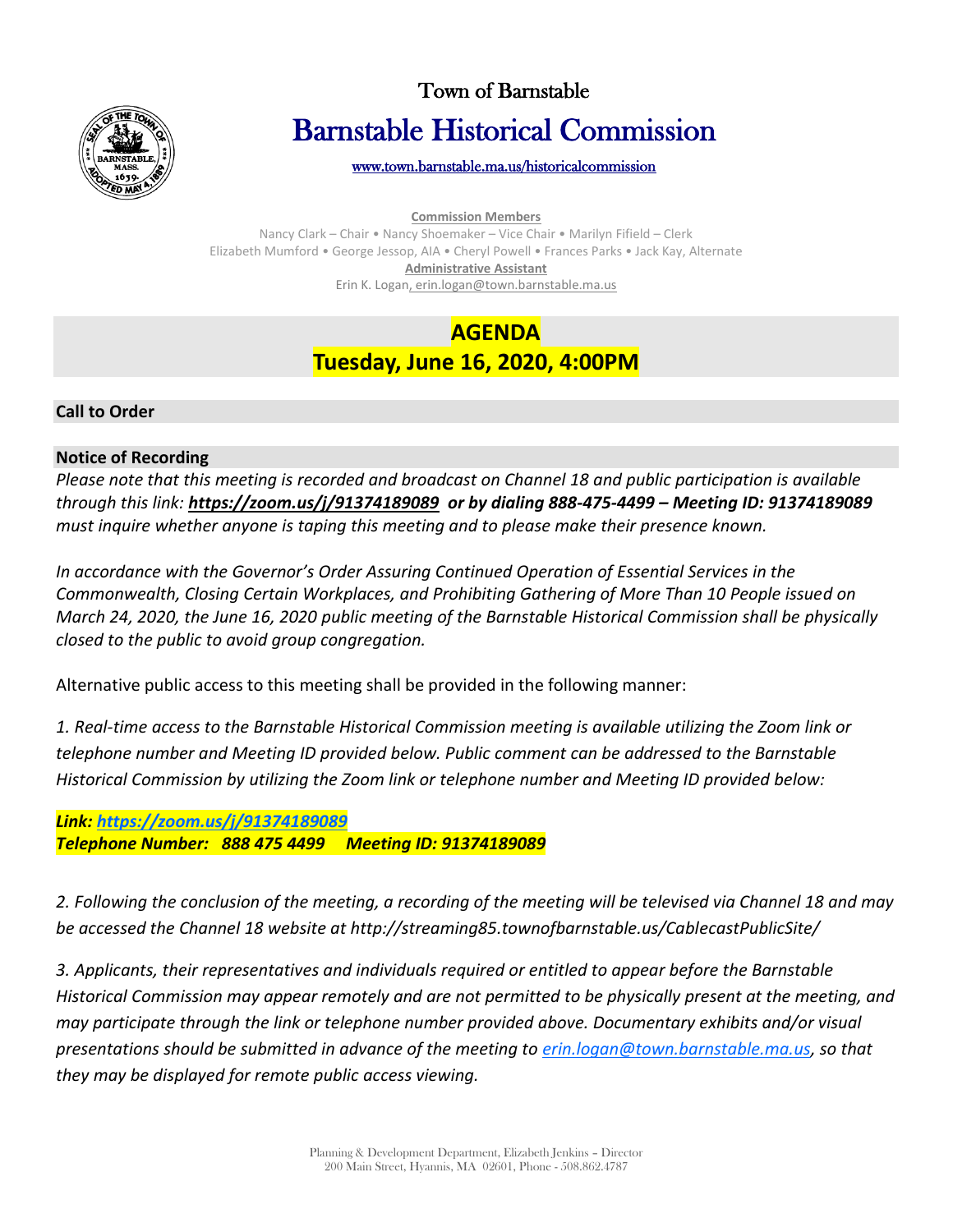# Town of Barnstable

# Barnstable Historical Commission

www.town.barnstable.ma.us/historicalcommission

**Commission Members**

Nancy Clark – Chair • Nancy Shoemaker – Vice Chair • Marilyn Fifield – Clerk
Elizabeth Mumford • George Jessop, AIA • Cheryl Powell • Frances Parks • Jack Kay, Alternate

**Administrative Assistant**

Erin K. Logan, erin.logan@town.barnstable.ma.us

## AGENDA
## Tuesday, June 16, 2020, 4:00PM

### Call to Order

### Notice of Recording

*Please note that this meeting is recorded and broadcast on Channel 18 and public participation is available through this link:* ***https://zoom.us/j/91374189089*** ***or by dialing 888-475-4499 – Meeting ID: 91374189089*** *must inquire whether anyone is taping this meeting and to please make their presence known.*

*In accordance with the Governor's Order Assuring Continued Operation of Essential Services in the Commonwealth, Closing Certain Workplaces, and Prohibiting Gathering of More Than 10 People issued on March 24, 2020, the June 16, 2020 public meeting of the Barnstable Historical Commission shall be physically closed to the public to avoid group congregation.*

Alternative public access to this meeting shall be provided in the following manner:

*1. Real-time access to the Barnstable Historical Commission meeting is available utilizing the Zoom link or telephone number and Meeting ID provided below. Public comment can be addressed to the Barnstable Historical Commission by utilizing the Zoom link or telephone number and Meeting ID provided below:*

***Link: https://zoom.us/j/91374189089***
***Telephone Number: 888 475 4499 Meeting ID: 91374189089***

*2. Following the conclusion of the meeting, a recording of the meeting will be televised via Channel 18 and may be accessed the Channel 18 website at http://streaming85.townofbarnstable.us/CablecastPublicSite/*

*3. Applicants, their representatives and individuals required or entitled to appear before the Barnstable Historical Commission may appear remotely and are not permitted to be physically present at the meeting, and may participate through the link or telephone number provided above. Documentary exhibits and/or visual presentations should be submitted in advance of the meeting to erin.logan@town.barnstable.ma.us, so that they may be displayed for remote public access viewing.*

Planning & Development Department, Elizabeth Jenkins – Director
200 Main Street, Hyannis, MA 02601, Phone - 508.862.4787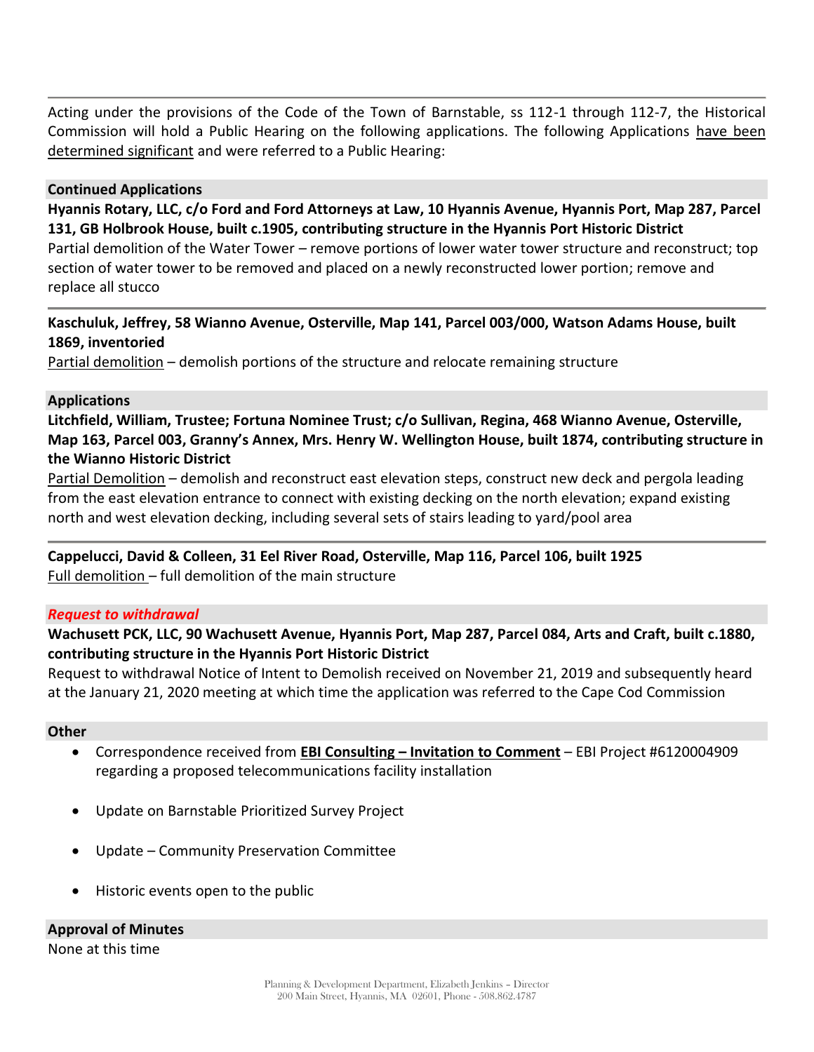---

Acting under the provisions of the Code of the Town of Barnstable, ss 112-1 through 112-7, the Historical Commission will hold a Public Hearing on the following applications. The following Applications have been determined significant and were referred to a Public Hearing:

## Continued Applications

**Hyannis Rotary, LLC, c/o Ford and Ford Attorneys at Law, 10 Hyannis Avenue, Hyannis Port, Map 287, Parcel 131, GB Holbrook House, built c.1905, contributing structure in the Hyannis Port Historic District**
Partial demolition of the Water Tower – remove portions of lower water tower structure and reconstruct; top section of water tower to be removed and placed on a newly reconstructed lower portion; remove and replace all stucco

---

**Kaschuluk, Jeffrey, 58 Wianno Avenue, Osterville, Map 141, Parcel 003/000, Watson Adams House, built 1869, inventoried**
Partial demolition – demolish portions of the structure and relocate remaining structure

## Applications

**Litchfield, William, Trustee; Fortuna Nominee Trust; c/o Sullivan, Regina, 468 Wianno Avenue, Osterville, Map 163, Parcel 003, Granny's Annex, Mrs. Henry W. Wellington House, built 1874, contributing structure in the Wianno Historic District**
Partial Demolition – demolish and reconstruct east elevation steps, construct new deck and pergola leading from the east elevation entrance to connect with existing decking on the north elevation; expand existing north and west elevation decking, including several sets of stairs leading to yard/pool area

---

**Cappelucci, David & Colleen, 31 Eel River Road, Osterville, Map 116, Parcel 106, built 1925**
Full demolition – full demolition of the main structure

## *Request to withdrawal*

**Wachusett PCK, LLC, 90 Wachusett Avenue, Hyannis Port, Map 287, Parcel 084, Arts and Craft, built c.1880, contributing structure in the Hyannis Port Historic District**
Request to withdrawal Notice of Intent to Demolish received on November 21, 2019 and subsequently heard at the January 21, 2020 meeting at which time the application was referred to the Cape Cod Commission

## Other

- Correspondence received from **EBI Consulting – Invitation to Comment** – EBI Project #6120004909 regarding a proposed telecommunications facility installation
- Update on Barnstable Prioritized Survey Project
- Update – Community Preservation Committee
- Historic events open to the public

## Approval of Minutes

None at this time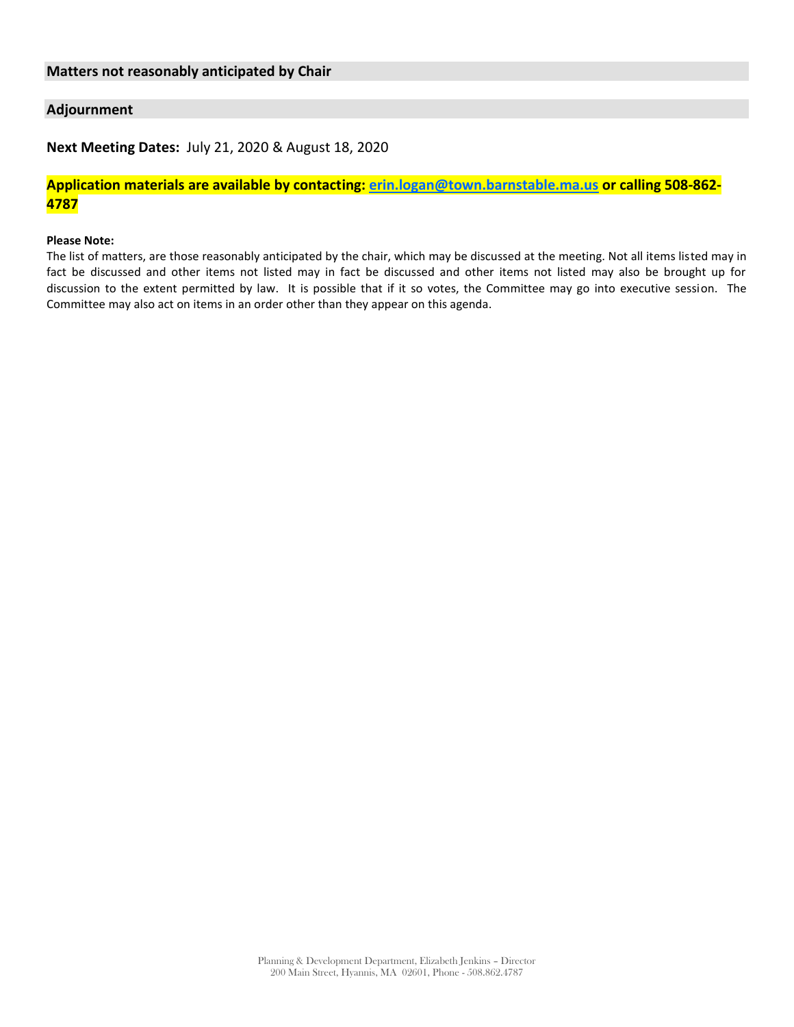## Matters not reasonably anticipated by Chair

## Adjournment

**Next Meeting Dates:** July 21, 2020 & August 18, 2020

**Application materials are available by contacting: erin.logan@town.barnstable.ma.us or calling 508-862-4787**

**Please Note:**

The list of matters, are those reasonably anticipated by the chair, which may be discussed at the meeting. Not all items listed may in fact be discussed and other items not listed may in fact be discussed and other items not listed may also be brought up for discussion to the extent permitted by law. It is possible that if it so votes, the Committee may go into executive session. The Committee may also act on items in an order other than they appear on this agenda.

Planning & Development Department, Elizabeth Jenkins – Director
200 Main Street, Hyannis, MA 02601, Phone - 508.862.4787